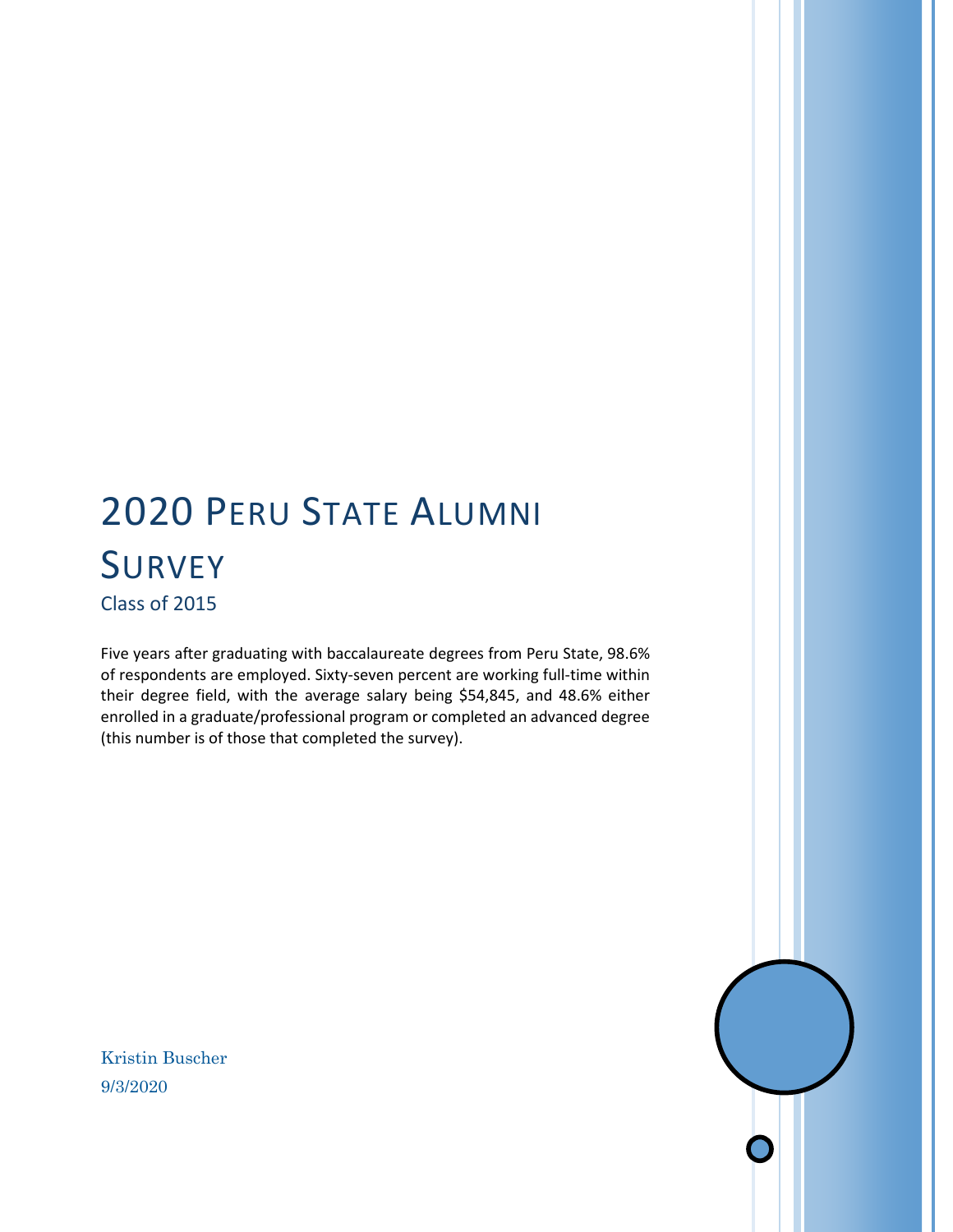# 2020 Peru State Alumni Survey

Class of 2015

Five years after graduating with baccalaureate degrees from Peru State, 98.6% of respondents are employed. Sixty-seven percent are working full-time within their degree field, with the average salary being $54,845, and 48.6% either enrolled in a graduate/professional program or completed an advanced degree (this number is of those that completed the survey).

Kristin Buscher

9/3/2020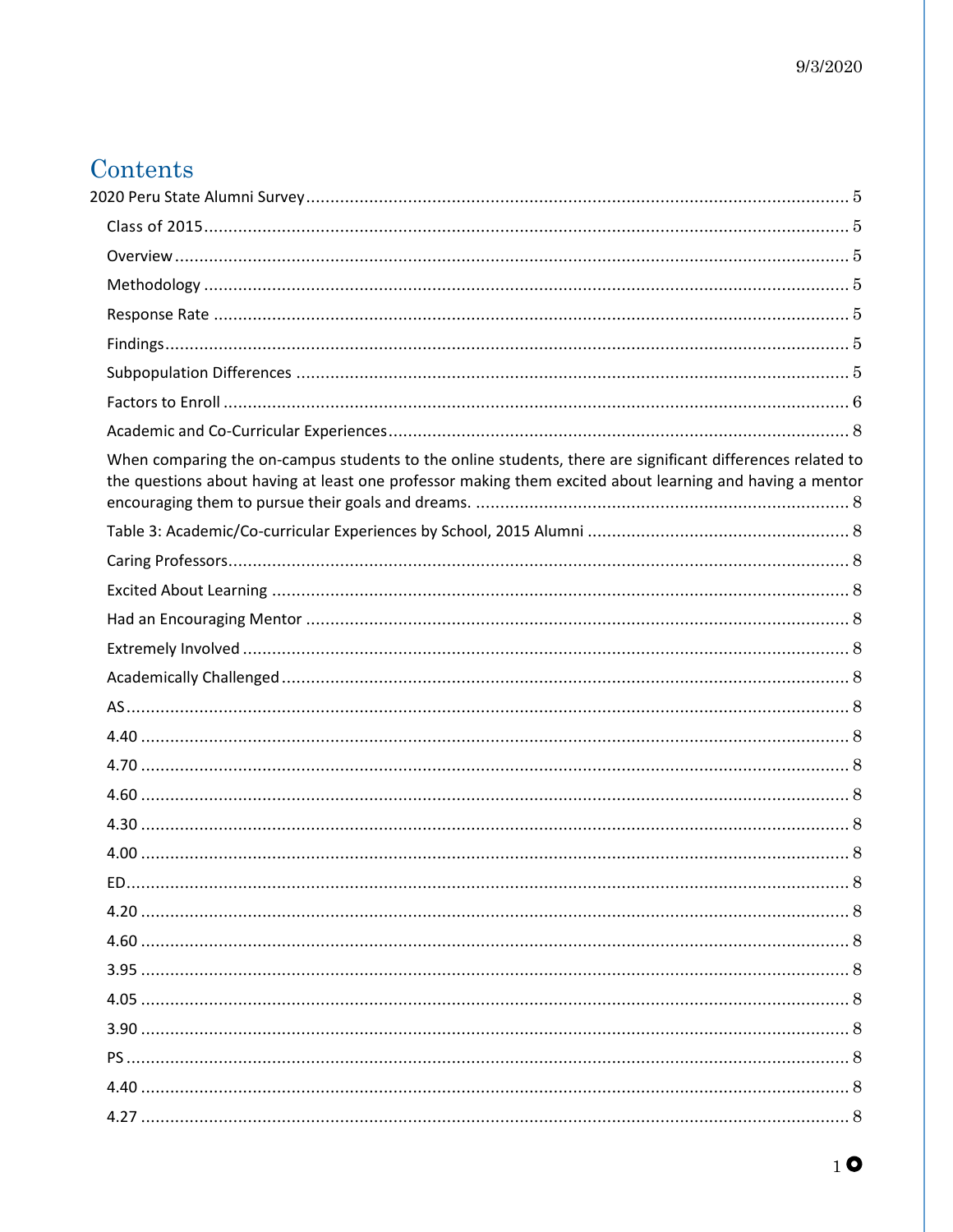# Contents

2020 Peru State Alumni Survey ........................................................................................................ 5

- Class of 2015 .............................................................................................................................. 5
- Overview .................................................................................................................................... 5
- Methodology .............................................................................................................................. 5
- Response Rate ............................................................................................................................ 5
- Findings ..................................................................................................................................... 5
- Subpopulation Differences ......................................................................................................... 5
- Factors to Enroll ......................................................................................................................... 6
- Academic and Co-Curricular Experiences ................................................................................. 8
- When comparing the on-campus students to the online students, there are significant differences related to the questions about having at least one professor making them excited about learning and having a mentor encouraging them to pursue their goals and dreams. ............................................................................ 8
- Table 3: Academic/Co-curricular Experiences by School, 2015 Alumni ..................................... 8
- Caring Professors ....................................................................................................................... 8
- Excited About Learning .............................................................................................................. 8
- Had an Encouraging Mentor ....................................................................................................... 8
- Extremely Involved ..................................................................................................................... 8
- Academically Challenged ........................................................................................................... 8
- AS .............................................................................................................................................. 8
- 4.40 ............................................................................................................................................ 8
- 4.70 ............................................................................................................................................ 8
- 4.60 ............................................................................................................................................ 8
- 4.30 ............................................................................................................................................ 8
- 4.00 ............................................................................................................................................ 8
- ED .............................................................................................................................................. 8
- 4.20 ............................................................................................................................................ 8
- 4.60 ............................................................................................................................................ 8
- 3.95 ............................................................................................................................................ 8
- 4.05 ............................................................................................................................................ 8
- 3.90 ............................................................................................................................................ 8
- PS .............................................................................................................................................. 8
- 4.40 ............................................................................................................................................ 8
- 4.27 ............................................................................................................................................ 8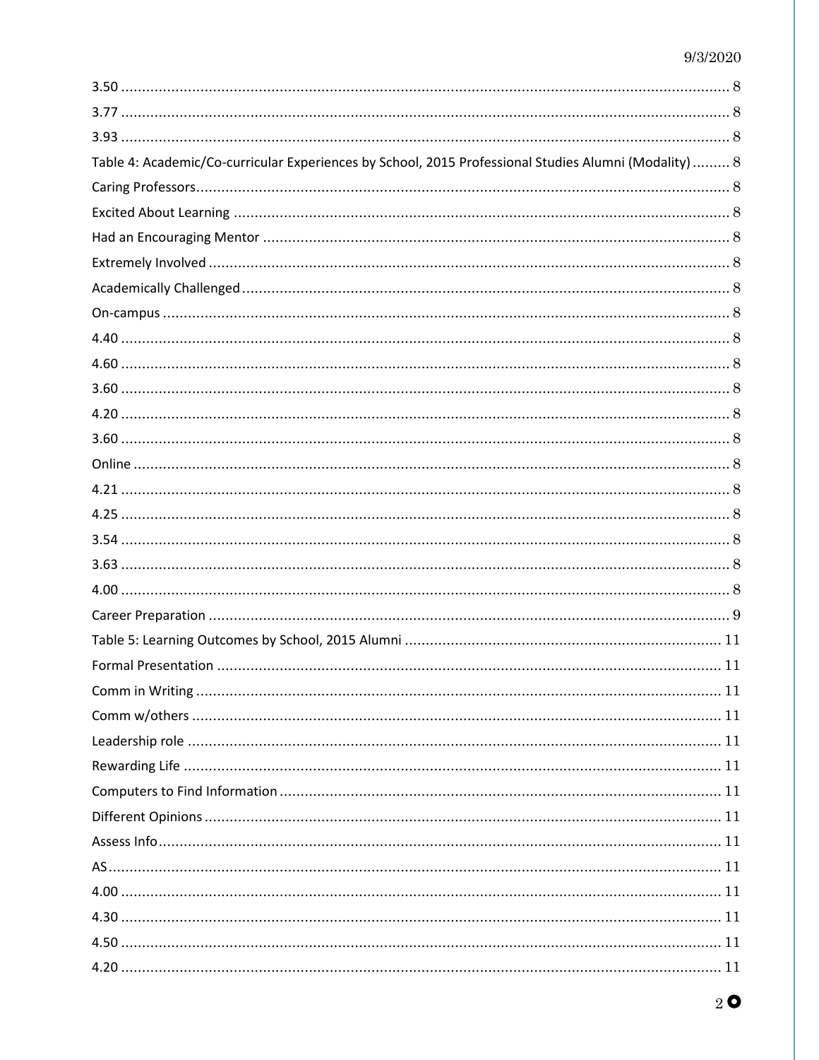3.50 ........................................................................................................................................ 8

3.77 ........................................................................................................................................ 8

3.93 ........................................................................................................................................ 8

Table 4: Academic/Co-curricular Experiences by School, 2015 Professional Studies Alumni (Modality) ......... 8

Caring Professors ........................................................................................................................ 8

Excited About Learning ............................................................................................................... 8

Had an Encouraging Mentor ........................................................................................................ 8

Extremely Involved ..................................................................................................................... 8

Academically Challenged ............................................................................................................ 8

On-campus ................................................................................................................................. 8

4.40 ........................................................................................................................................ 8

4.60 ........................................................................................................................................ 8

3.60 ........................................................................................................................................ 8

4.20 ........................................................................................................................................ 8

3.60 ........................................................................................................................................ 8

Online ........................................................................................................................................ 8

4.21 ........................................................................................................................................ 8

4.25 ........................................................................................................................................ 8

3.54 ........................................................................................................................................ 8

3.63 ........................................................................................................................................ 8

4.00 ........................................................................................................................................ 8

Career Preparation ..................................................................................................................... 9

Table 5: Learning Outcomes by School, 2015 Alumni ................................................................... 11

Formal Presentation .................................................................................................................. 11

Comm in Writing ....................................................................................................................... 11

Comm w/others ........................................................................................................................ 11

Leadership role ......................................................................................................................... 11

Rewarding Life .......................................................................................................................... 11

Computers to Find Information ................................................................................................. 11

Different Opinions ..................................................................................................................... 11

Assess Info ................................................................................................................................ 11

AS ............................................................................................................................................ 11

4.00 ....................................................................................................................................... 11

4.30 ....................................................................................................................................... 11

4.50 ....................................................................................................................................... 11

4.20 ....................................................................................................................................... 11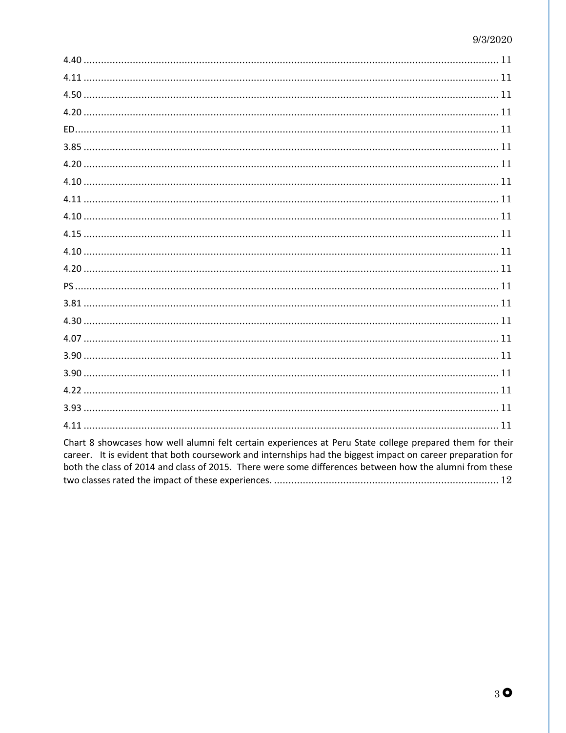4.40 .................................................................................................................................. 11

4.11 .................................................................................................................................. 11

4.50 .................................................................................................................................. 11

4.20 .................................................................................................................................. 11

ED..................................................................................................................................... 11

3.85 .................................................................................................................................. 11

4.20 .................................................................................................................................. 11

4.10 .................................................................................................................................. 11

4.11 .................................................................................................................................. 11

4.10 .................................................................................................................................. 11

4.15 .................................................................................................................................. 11

4.10 .................................................................................................................................. 11

4.20 .................................................................................................................................. 11

PS ..................................................................................................................................... 11

3.81 .................................................................................................................................. 11

4.30 .................................................................................................................................. 11

4.07 .................................................................................................................................. 11

3.90 .................................................................................................................................. 11

3.90 .................................................................................................................................. 11

4.22 .................................................................................................................................. 11

3.93 .................................................................................................................................. 11

4.11 .................................................................................................................................. 11

Chart 8 showcases how well alumni felt certain experiences at Peru State college prepared them for their career. It is evident that both coursework and internships had the biggest impact on career preparation for both the class of 2014 and class of 2015. There were some differences between how the alumni from these two classes rated the impact of these experiences. ............................................................................. 12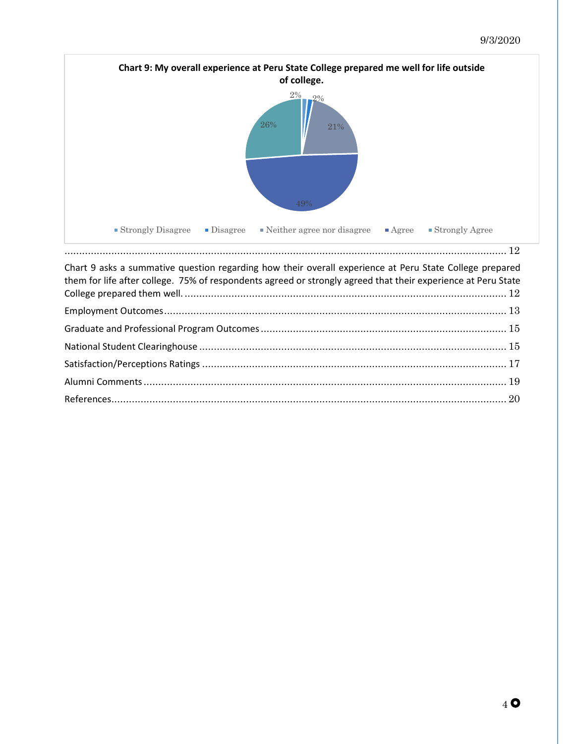**Chart 9: My overall experience at Peru State College prepared me well for life outside of college.**

| Response | Percentage |
| --- | --- |
| Strongly Disagree | 2% |
| Disagree | 2% |
| Neither agree nor disagree | 21% |
| Agree | 49% |
| Strongly Agree | 26% |

........................................................................................................................................... 12

Chart 9 asks a summative question regarding how their overall experience at Peru State College prepared them for life after college. 75% of respondents agreed or strongly agreed that their experience at Peru State College prepared them well. .......................................................................................................... 12

Employment Outcomes................................................................................................................ 13

Graduate and Professional Program Outcomes ............................................................................. 15

National Student Clearinghouse .................................................................................................. 15

Satisfaction/Perceptions Ratings .................................................................................................. 17

Alumni Comments ...................................................................................................................... 19

References.................................................................................................................................. 20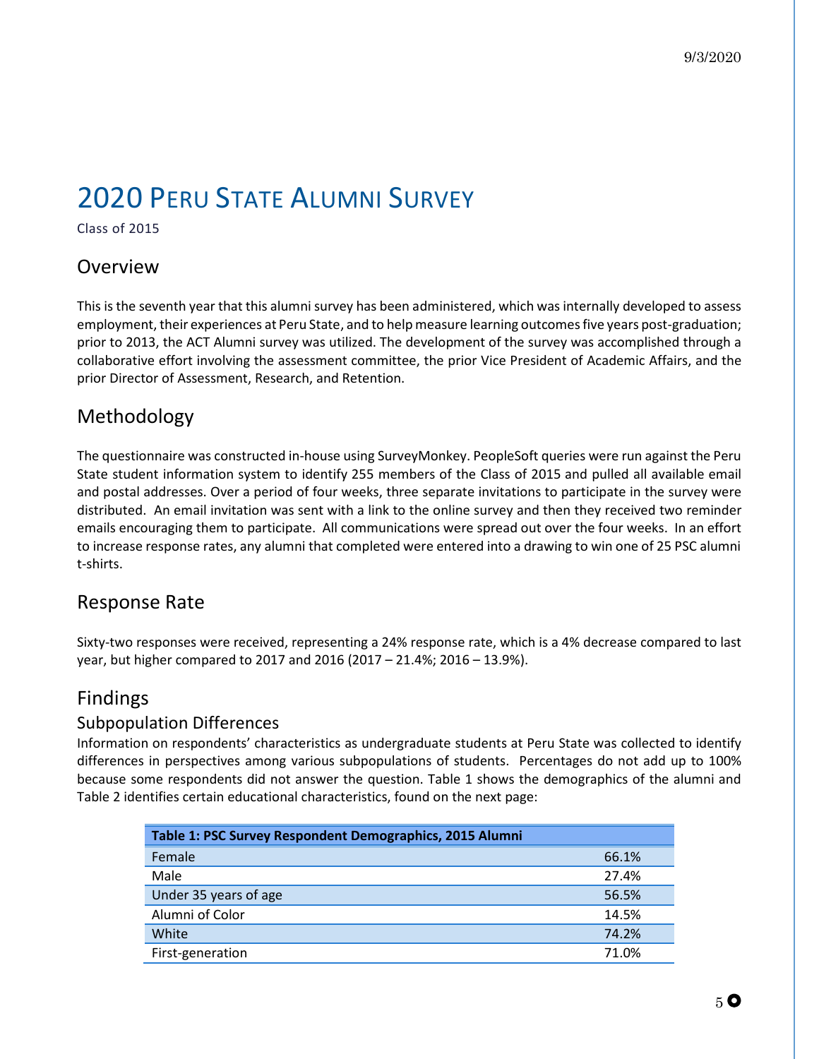# 2020 Peru State Alumni Survey

Class of 2015

## Overview

This is the seventh year that this alumni survey has been administered, which was internally developed to assess employment, their experiences at Peru State, and to help measure learning outcomes five years post-graduation; prior to 2013, the ACT Alumni survey was utilized. The development of the survey was accomplished through a collaborative effort involving the assessment committee, the prior Vice President of Academic Affairs, and the prior Director of Assessment, Research, and Retention.

## Methodology

The questionnaire was constructed in-house using SurveyMonkey. PeopleSoft queries were run against the Peru State student information system to identify 255 members of the Class of 2015 and pulled all available email and postal addresses. Over a period of four weeks, three separate invitations to participate in the survey were distributed. An email invitation was sent with a link to the online survey and then they received two reminder emails encouraging them to participate. All communications were spread out over the four weeks. In an effort to increase response rates, any alumni that completed were entered into a drawing to win one of 25 PSC alumni t-shirts.

## Response Rate

Sixty-two responses were received, representing a 24% response rate, which is a 4% decrease compared to last year, but higher compared to 2017 and 2016 (2017 – 21.4%; 2016 – 13.9%).

## Findings

### Subpopulation Differences

Information on respondents' characteristics as undergraduate students at Peru State was collected to identify differences in perspectives among various subpopulations of students. Percentages do not add up to 100% because some respondents did not answer the question. Table 1 shows the demographics of the alumni and Table 2 identifies certain educational characteristics, found on the next page:

| Table 1: PSC Survey Respondent Demographics, 2015 Alumni | |
|---|---|
| Female | 66.1% |
| Male | 27.4% |
| Under 35 years of age | 56.5% |
| Alumni of Color | 14.5% |
| White | 74.2% |
| First-generation | 71.0% |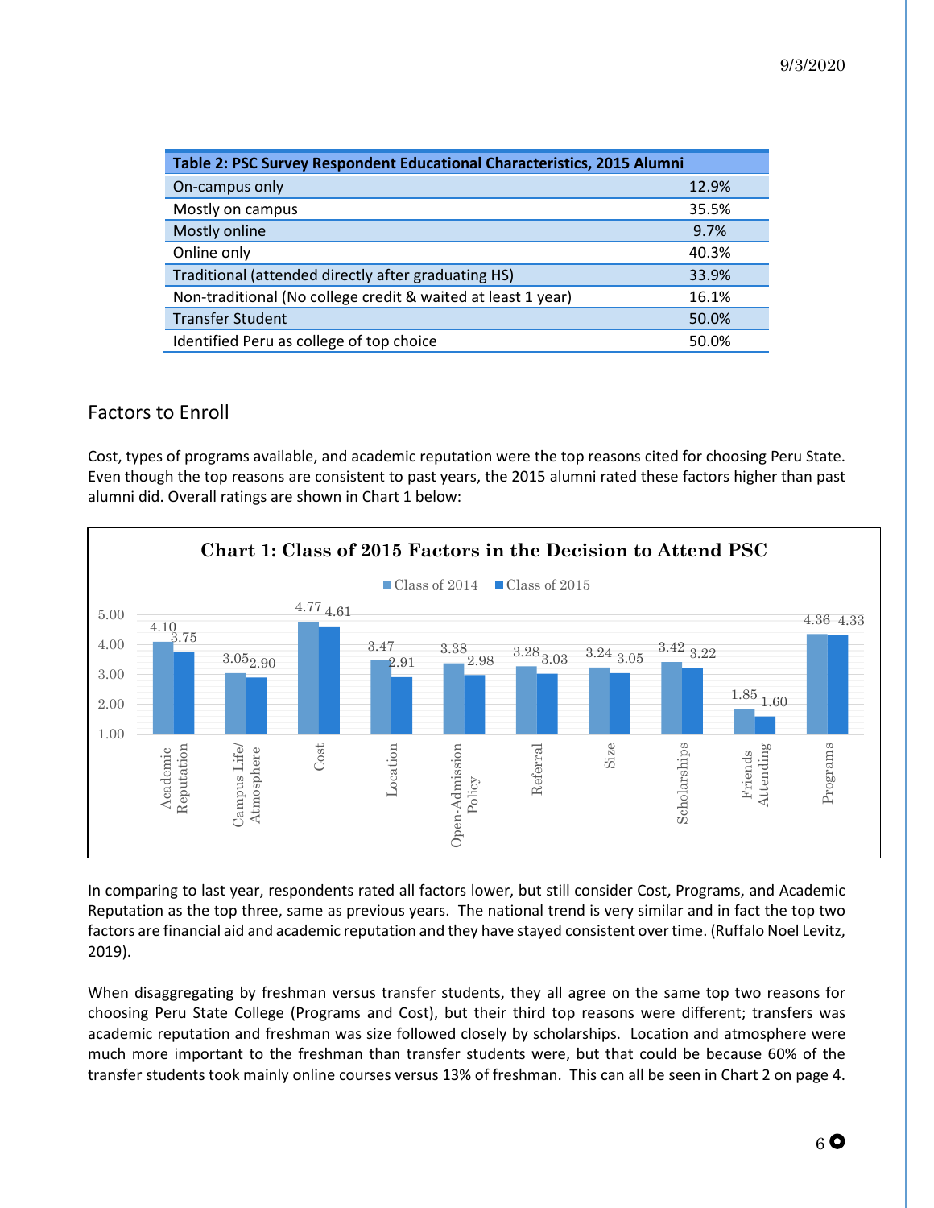| Table 2: PSC Survey Respondent Educational Characteristics, 2015 Alumni | |
|---|---|
| On-campus only | 12.9% |
| Mostly on campus | 35.5% |
| Mostly online | 9.7% |
| Online only | 40.3% |
| Traditional (attended directly after graduating HS) | 33.9% |
| Non-traditional (No college credit & waited at least 1 year) | 16.1% |
| Transfer Student | 50.0% |
| Identified Peru as college of top choice | 50.0% |

## Factors to Enroll

Cost, types of programs available, and academic reputation were the top reasons cited for choosing Peru State. Even though the top reasons are consistent to past years, the 2015 alumni rated these factors higher than past alumni did. Overall ratings are shown in Chart 1 below:

**Chart 1: Class of 2015 Factors in the Decision to Attend PSC**

| Factor | Class of 2014 | Class of 2015 |
|---|---|---|
| Academic Reputation | 4.10 | 3.75 |
| Campus Life/ Atmosphere | 3.05 | 2.90 |
| Cost | 4.77 | 4.61 |
| Location | 3.47 | 2.91 |
| Open-Admission Policy | 3.38 | 2.98 |
| Referral | 3.28 | 3.03 |
| Size | 3.24 | 3.05 |
| Scholarships | 3.42 | 3.22 |
| Friends Attending | 1.85 | 1.60 |
| Programs | 4.36 | 4.33 |

In comparing to last year, respondents rated all factors lower, but still consider Cost, Programs, and Academic Reputation as the top three, same as previous years. The national trend is very similar and in fact the top two factors are financial aid and academic reputation and they have stayed consistent over time. (Ruffalo Noel Levitz, 2019).

When disaggregating by freshman versus transfer students, they all agree on the same top two reasons for choosing Peru State College (Programs and Cost), but their third top reasons were different; transfers was academic reputation and freshman was size followed closely by scholarships. Location and atmosphere were much more important to the freshman than transfer students were, but that could be because 60% of the transfer students took mainly online courses versus 13% of freshman. This can all be seen in Chart 2 on page 4.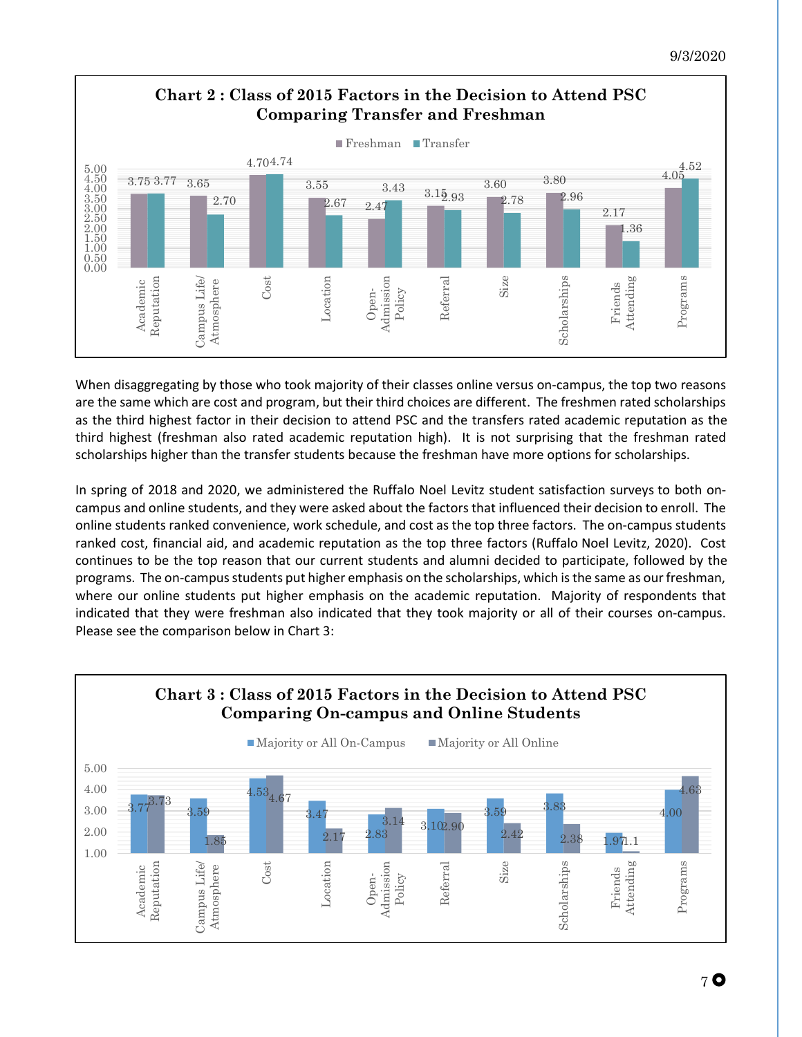**Chart 2 : Class of 2015 Factors in the Decision to Attend PSC Comparing Transfer and Freshman**

| Factor | Freshman | Transfer |
|---|---|---|
| Academic Reputation | 3.75 | 3.77 |
| Campus Life/ Atmosphere | 3.65 | 2.70 |
| Cost | 4.70 | 4.74 |
| Location | 3.55 | 2.67 |
| Open-Admission Policy | 2.47 | 3.43 |
| Referral | 3.15 | 2.93 |
| Size | 3.60 | 2.78 |
| Scholarships | 3.80 | 2.96 |
| Friends Attending | 2.17 | 1.36 |
| Programs | 4.05 | 4.52 |

When disaggregating by those who took majority of their classes online versus on-campus, the top two reasons are the same which are cost and program, but their third choices are different. The freshmen rated scholarships as the third highest factor in their decision to attend PSC and the transfers rated academic reputation as the third highest (freshman also rated academic reputation high). It is not surprising that the freshman rated scholarships higher than the transfer students because the freshman have more options for scholarships.

In spring of 2018 and 2020, we administered the Ruffalo Noel Levitz student satisfaction surveys to both on-campus and online students, and they were asked about the factors that influenced their decision to enroll. The online students ranked convenience, work schedule, and cost as the top three factors. The on-campus students ranked cost, financial aid, and academic reputation as the top three factors (Ruffalo Noel Levitz, 2020). Cost continues to be the top reason that our current students and alumni decided to participate, followed by the programs. The on-campus students put higher emphasis on the scholarships, which is the same as our freshman, where our online students put higher emphasis on the academic reputation. Majority of respondents that indicated that they were freshman also indicated that they took majority or all of their courses on-campus. Please see the comparison below in Chart 3:

**Chart 3 : Class of 2015 Factors in the Decision to Attend PSC Comparing On-campus and Online Students**

| Factor | Majority or All On-Campus | Majority or All Online |
|---|---|---|
| Academic Reputation | 3.77 | 3.73 |
| Campus Life/ Atmosphere | 3.59 | 1.85 |
| Cost | 4.53 | 4.67 |
| Location | 3.47 | 2.17 |
| Open-Admission Policy | 2.83 | 3.14 |
| Referral | 3.10 | 2.90 |
| Size | 3.59 | 2.42 |
| Scholarships | 3.83 | 2.38 |
| Friends Attending | 1.97 | 1.1 |
| Programs | 4.00 | 4.63 |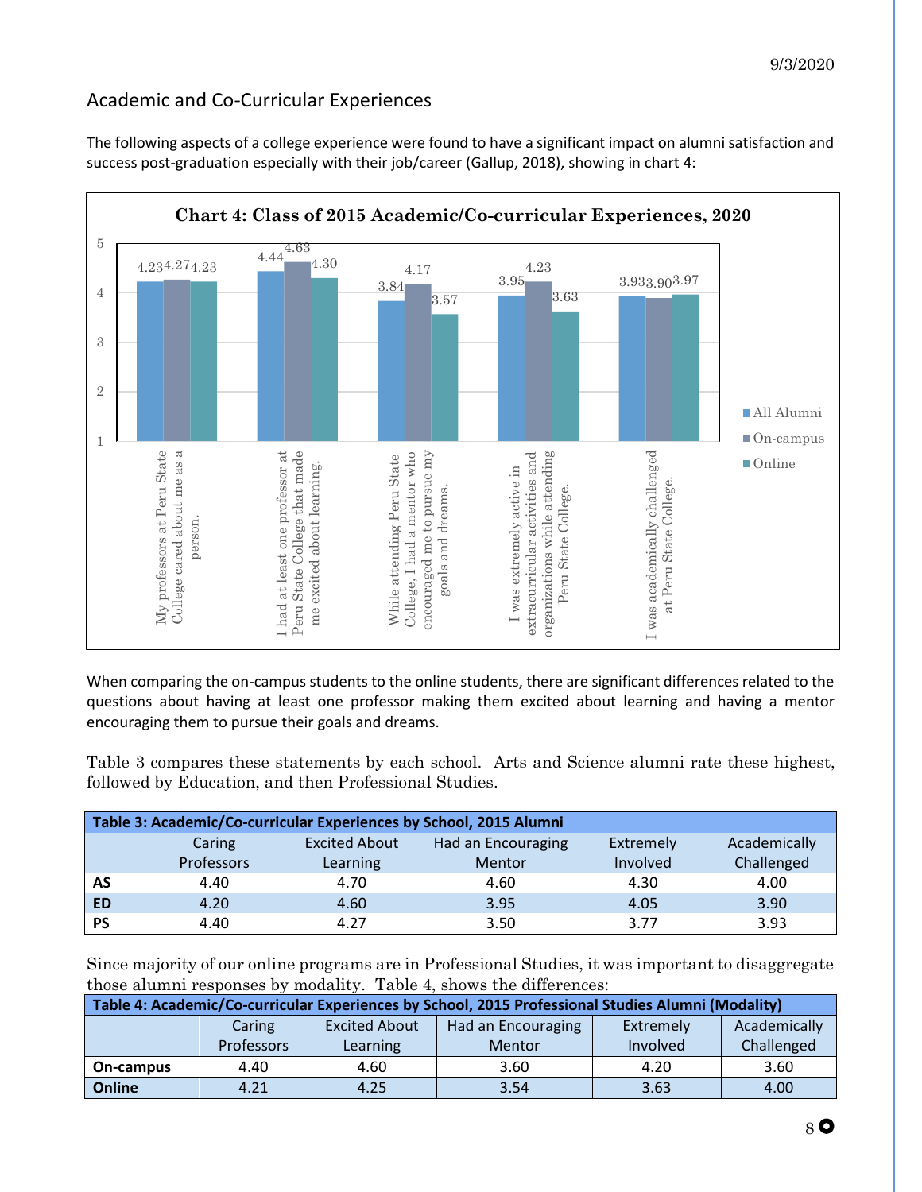## Academic and Co-Curricular Experiences

The following aspects of a college experience were found to have a significant impact on alumni satisfaction and success post-graduation especially with their job/career (Gallup, 2018), showing in chart 4:

**Chart 4: Class of 2015 Academic/Co-curricular Experiences, 2020**

| | All Alumni | On-campus | Online |
|---|---|---|---|
| My professors at Peru State College cared about me as a person. | 4.23 | 4.27 | 4.23 |
| I had at least one professor at Peru State College that made me excited about learning. | 4.44 | 4.63 | 4.30 |
| While attending Peru State College, I had a mentor who encouraged me to pursue my goals and dreams. | 3.84 | 4.17 | 3.57 |
| I was extremely active in extracurricular activities and organizations while attending Peru State College. | 3.95 | 4.23 | 3.63 |
| I was academically challenged at Peru State College. | 3.93 | 3.90 | 3.97 |

When comparing the on-campus students to the online students, there are significant differences related to the questions about having at least one professor making them excited about learning and having a mentor encouraging them to pursue their goals and dreams.

Table 3 compares these statements by each school. Arts and Science alumni rate these highest, followed by Education, and then Professional Studies.

**Table 3: Academic/Co-curricular Experiences by School, 2015 Alumni**

| | Caring Professors | Excited About Learning | Had an Encouraging Mentor | Extremely Involved | Academically Challenged |
|---|---|---|---|---|---|
| **AS** | 4.40 | 4.70 | 4.60 | 4.30 | 4.00 |
| **ED** | 4.20 | 4.60 | 3.95 | 4.05 | 3.90 |
| **PS** | 4.40 | 4.27 | 3.50 | 3.77 | 3.93 |

Since majority of our online programs are in Professional Studies, it was important to disaggregate those alumni responses by modality. Table 4, shows the differences:

**Table 4: Academic/Co-curricular Experiences by School, 2015 Professional Studies Alumni (Modality)**

| | Caring Professors | Excited About Learning | Had an Encouraging Mentor | Extremely Involved | Academically Challenged |
|---|---|---|---|---|---|
| **On-campus** | 4.40 | 4.60 | 3.60 | 4.20 | 3.60 |
| **Online** | 4.21 | 4.25 | 3.54 | 3.63 | 4.00 |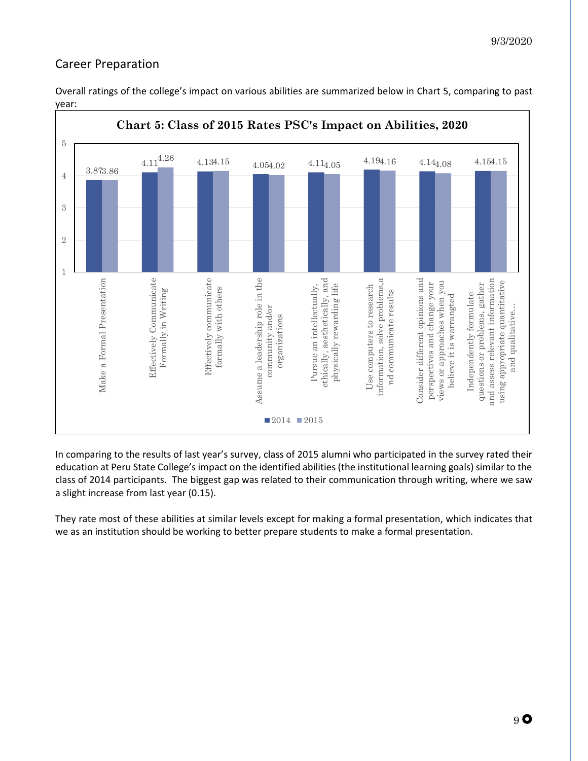## Career Preparation

Overall ratings of the college's impact on various abilities are summarized below in Chart 5, comparing to past year:

**Chart 5: Class of 2015 Rates PSC's Impact on Abilities, 2020**

| Ability | 2014 | 2015 |
|---|---|---|
| Make a Formal Presentation | 3.87 | 3.86 |
| Effectively Communicate Formally in Writing | 4.11 | 4.26 |
| Effectively communicate formally with others | 4.13 | 4.15 |
| Assume a leadership role in the community and/or organizations | 4.05 | 4.02 |
| Pursue an intellectually, ethically, aesthetically, and physically rewarding life | 4.11 | 4.05 |
| Use computers to research information, solve problems,and communicate results | 4.19 | 4.16 |
| Consider different opinions and perspectives and change your views or approaches when you believe it is warrangted | 4.14 | 4.08 |
| Independently formulate questions or problems, gather and assess relevant information using appropriate quantitative and qualitative... | 4.15 | 4.15 |

In comparing to the results of last year's survey, class of 2015 alumni who participated in the survey rated their education at Peru State College's impact on the identified abilities (the institutional learning goals) similar to the class of 2014 participants. The biggest gap was related to their communication through writing, where we saw a slight increase from last year (0.15).

They rate most of these abilities at similar levels except for making a formal presentation, which indicates that we as an institution should be working to better prepare students to make a formal presentation.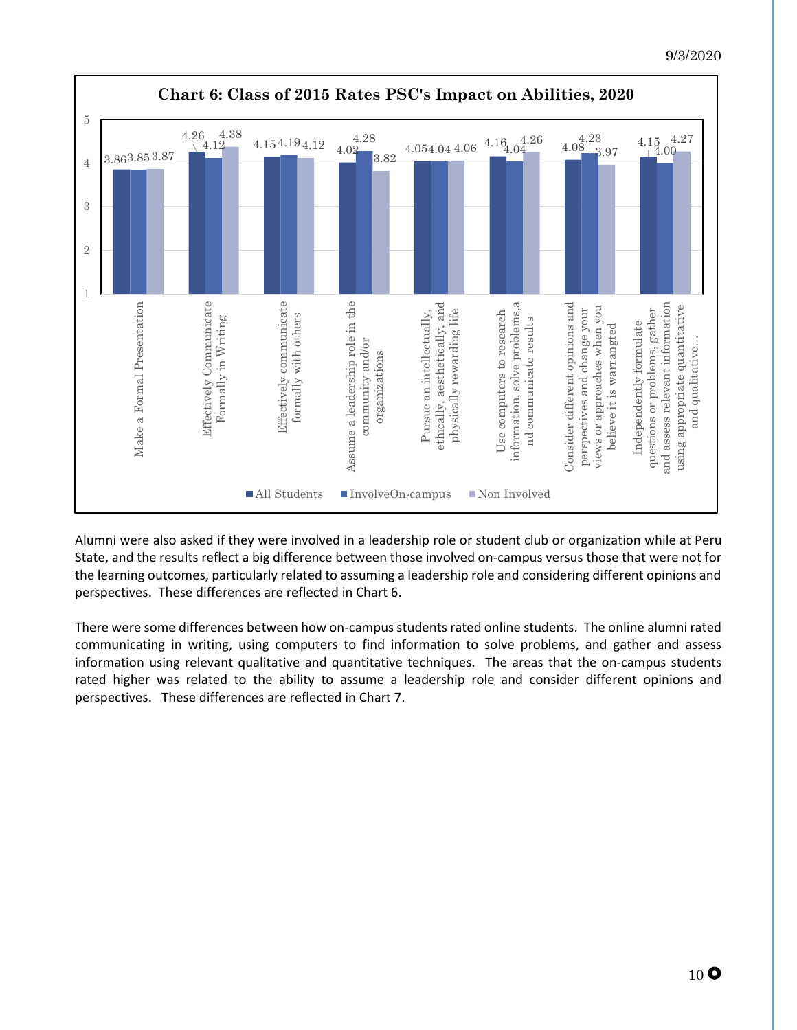**Chart 6: Class of 2015 Rates PSC's Impact on Abilities, 2020**

| Ability | All Students | InvolveOn-campus | Non Involved |
|---|---|---|---|
| Make a Formal Presentation | 3.86 | 3.85 | 3.87 |
| Effectively Communicate Formally in Writing | 4.26 | 4.12 | 4.38 |
| Effectively communicate formally with others | 4.15 | 4.19 | 4.12 |
| Assume a leadership role in the community and/or organizations | 4.02 | 4.28 | 3.82 |
| Pursue an intellectually, ethically, aesthetically, and physically rewarding life | 4.05 | 4.04 | 4.06 |
| Use computers to research information, solve problems,and communicate results | 4.16 | 4.04 | 4.26 |
| Consider different opinions and perspectives and change your views or approaches when you believe it is warrangted | 4.08 | 4.23 | 3.97 |
| Independently formulate questions or problems, gather and assess relevant information using appropriate quantitative and qualitative... | 4.15 | 4.00 | 4.27 |

Alumni were also asked if they were involved in a leadership role or student club or organization while at Peru State, and the results reflect a big difference between those involved on-campus versus those that were not for the learning outcomes, particularly related to assuming a leadership role and considering different opinions and perspectives. These differences are reflected in Chart 6.

There were some differences between how on-campus students rated online students. The online alumni rated communicating in writing, using computers to find information to solve problems, and gather and assess information using relevant qualitative and quantitative techniques. The areas that the on-campus students rated higher was related to the ability to assume a leadership role and consider different opinions and perspectives. These differences are reflected in Chart 7.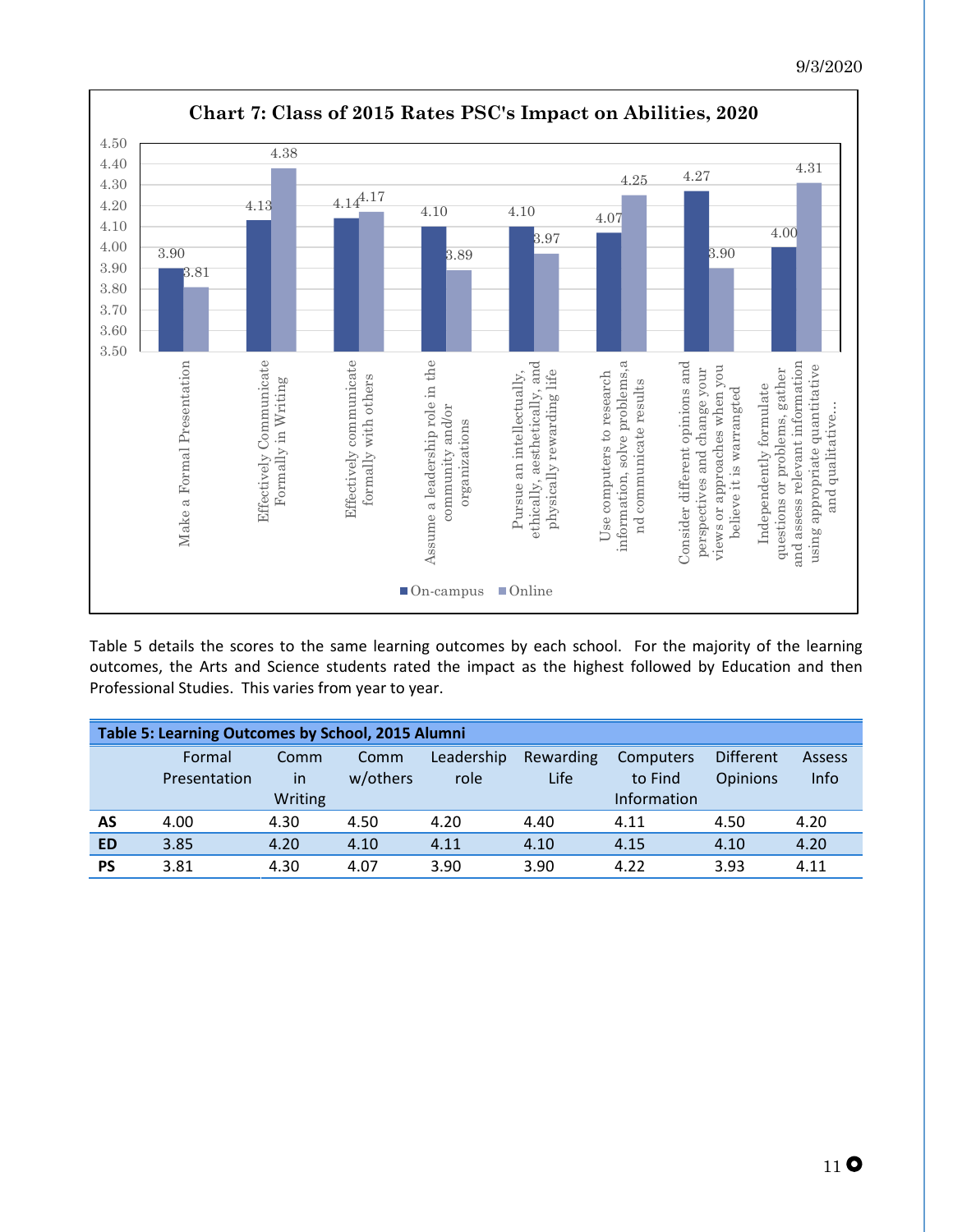**Chart 7: Class of 2015 Rates PSC's Impact on Abilities, 2020**

| Ability | On-campus | Online |
|---|---|---|
| Make a Formal Presentation | 3.90 | 3.81 |
| Effectively Communicate Formally in Writing | 4.13 | 4.38 |
| Effectively communicate formally with others | 4.14 | 4.17 |
| Assume a leadership role in the community and/or organizations | 4.10 | 3.89 |
| Pursue an intellectually, ethically, aesthetically, and physically rewarding life | 4.10 | 3.97 |
| Use computers to research information, solve problems,a nd communicate results | 4.07 | 4.25 |
| Consider different opinions and perspectives and change your views or approaches when you believe it is warrangted | 4.27 | 3.90 |
| Independently formulate questions or problems, gather and assess relevant information using appropriate quantitative and qualitative... | 4.00 | 4.31 |

Table 5 details the scores to the same learning outcomes by each school. For the majority of the learning outcomes, the Arts and Science students rated the impact as the highest followed by Education and then Professional Studies. This varies from year to year.

**Table 5: Learning Outcomes by School, 2015 Alumni**

| | Formal Presentation | Comm in Writing | Comm w/others | Leadership role | Rewarding Life | Computers to Find Information | Different Opinions | Assess Info |
|---|---|---|---|---|---|---|---|---|
| **AS** | 4.00 | 4.30 | 4.50 | 4.20 | 4.40 | 4.11 | 4.50 | 4.20 |
| **ED** | 3.85 | 4.20 | 4.10 | 4.11 | 4.10 | 4.15 | 4.10 | 4.20 |
| **PS** | 3.81 | 4.30 | 4.07 | 3.90 | 3.90 | 4.22 | 3.93 | 4.11 |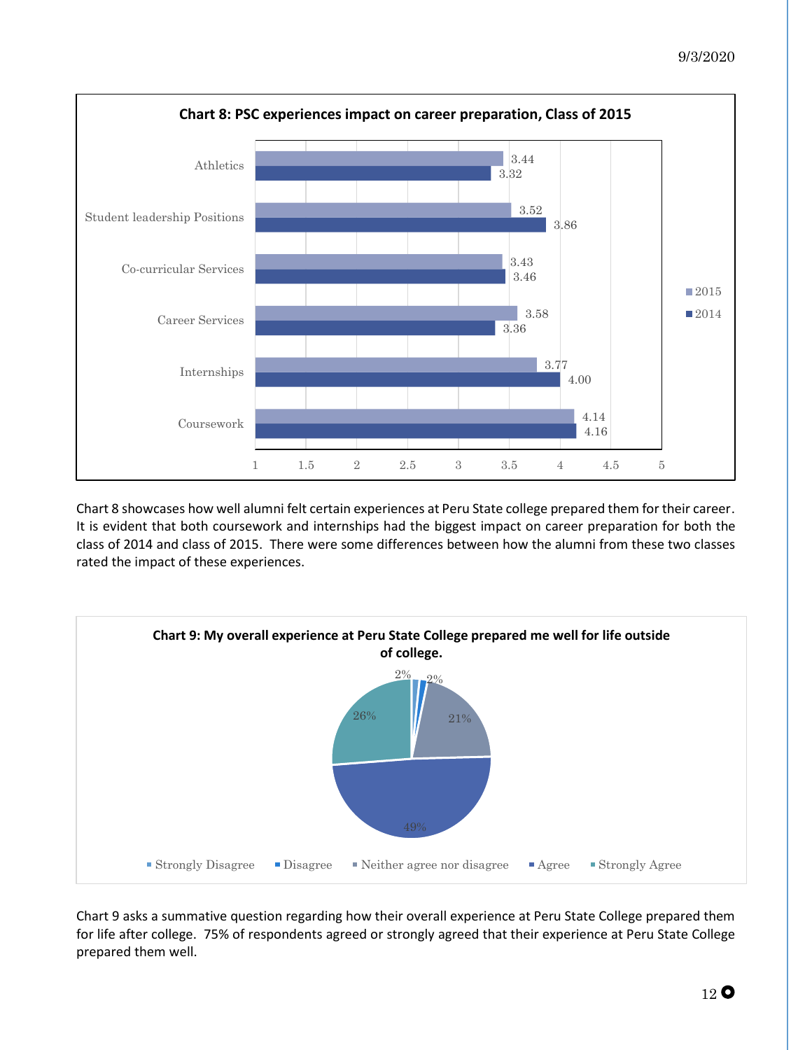**Chart 8: PSC experiences impact on career preparation, Class of 2015**

| Experience | 2015 | 2014 |
|---|---|---|
| Athletics | 3.44 | 3.32 |
| Student leadership Positions | 3.52 | 3.86 |
| Co-curricular Services | 3.43 | 3.46 |
| Career Services | 3.58 | 3.36 |
| Internships | 3.77 | 4.00 |
| Coursework | 4.14 | 4.16 |

Chart 8 showcases how well alumni felt certain experiences at Peru State college prepared them for their career. It is evident that both coursework and internships had the biggest impact on career preparation for both the class of 2014 and class of 2015. There were some differences between how the alumni from these two classes rated the impact of these experiences.

**Chart 9: My overall experience at Peru State College prepared me well for life outside of college.**

| Response | Percent |
|---|---|
| Strongly Disagree | 2% |
| Disagree | 2% |
| Neither agree nor disagree | 21% |
| Agree | 49% |
| Strongly Agree | 26% |

Chart 9 asks a summative question regarding how their overall experience at Peru State College prepared them for life after college. 75% of respondents agreed or strongly agreed that their experience at Peru State College prepared them well.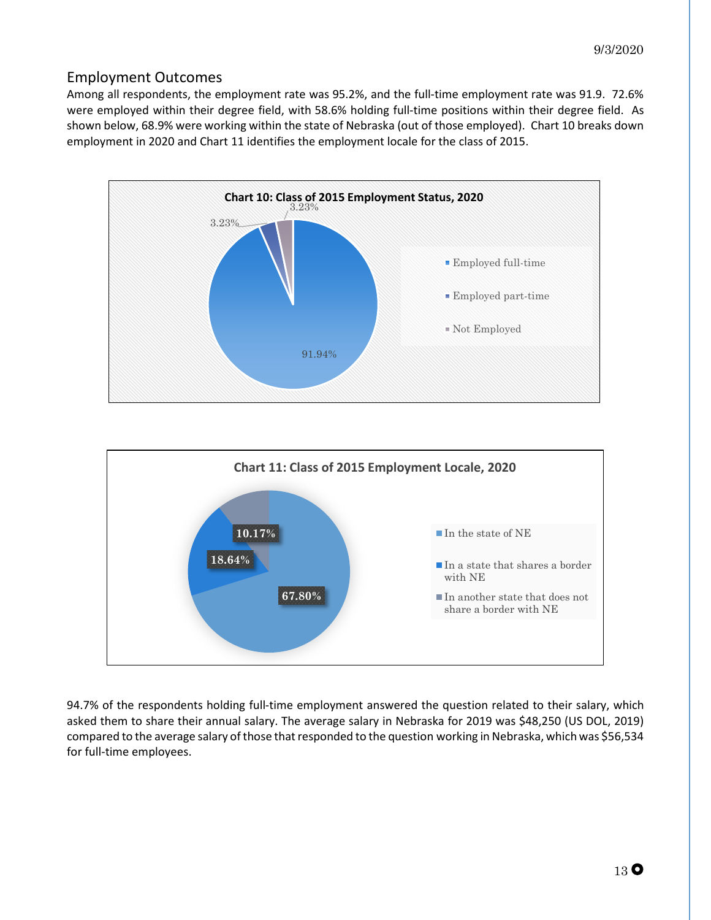## Employment Outcomes

Among all respondents, the employment rate was 95.2%, and the full-time employment rate was 91.9. 72.6% were employed within their degree field, with 58.6% holding full-time positions within their degree field. As shown below, 68.9% were working within the state of Nebraska (out of those employed). Chart 10 breaks down employment in 2020 and Chart 11 identifies the employment locale for the class of 2015.

**Chart 10: Class of 2015 Employment Status, 2020**

| Status | Percentage |
|---|---|
| Employed full-time | 91.94% |
| Employed part-time | 3.23% |
| Not Employed | 3.23% |

**Chart 11: Class of 2015 Employment Locale, 2020**

| Locale | Percentage |
|---|---|
| In the state of NE | 67.80% |
| In a state that shares a border with NE | 18.64% |
| In another state that does not share a border with NE | 10.17% |

94.7% of the respondents holding full-time employment answered the question related to their salary, which asked them to share their annual salary. The average salary in Nebraska for 2019 was $48,250 (US DOL, 2019) compared to the average salary of those that responded to the question working in Nebraska, which was $56,534 for full-time employees.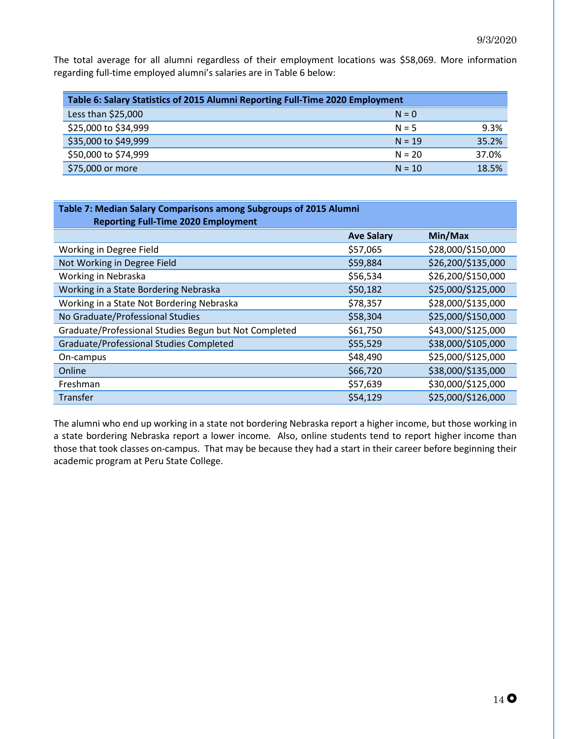The total average for all alumni regardless of their employment locations was $58,069. More information regarding full-time employed alumni's salaries are in Table 6 below:

| Table 6: Salary Statistics of 2015 Alumni Reporting Full-Time 2020 Employment | | |
|---|---|---|
| Less than $25,000 | N = 0 | |
| $25,000 to $34,999 | N = 5 | 9.3% |
| $35,000 to $49,999 | N = 19 | 35.2% |
| $50,000 to $74,999 | N = 20 | 37.0% |
| $75,000 or more | N = 10 | 18.5% |

| Table 7: Median Salary Comparisons among Subgroups of 2015 Alumni Reporting Full-Time 2020 Employment | Ave Salary | Min/Max |
|---|---|---|
| Working in Degree Field | $57,065 | $28,000/$150,000 |
| Not Working in Degree Field | $59,884 | $26,200/$135,000 |
| Working in Nebraska | $56,534 | $26,200/$150,000 |
| Working in a State Bordering Nebraska | $50,182 | $25,000/$125,000 |
| Working in a State Not Bordering Nebraska | $78,357 | $28,000/$135,000 |
| No Graduate/Professional Studies | $58,304 | $25,000/$150,000 |
| Graduate/Professional Studies Begun but Not Completed | $61,750 | $43,000/$125,000 |
| Graduate/Professional Studies Completed | $55,529 | $38,000/$105,000 |
| On-campus | $48,490 | $25,000/$125,000 |
| Online | $66,720 | $38,000/$135,000 |
| Freshman | $57,639 | $30,000/$125,000 |
| Transfer | $54,129 | $25,000/$126,000 |

The alumni who end up working in a state not bordering Nebraska report a higher income, but those working in a state bordering Nebraska report a lower income. Also, online students tend to report higher income than those that took classes on-campus. That may be because they had a start in their career before beginning their academic program at Peru State College.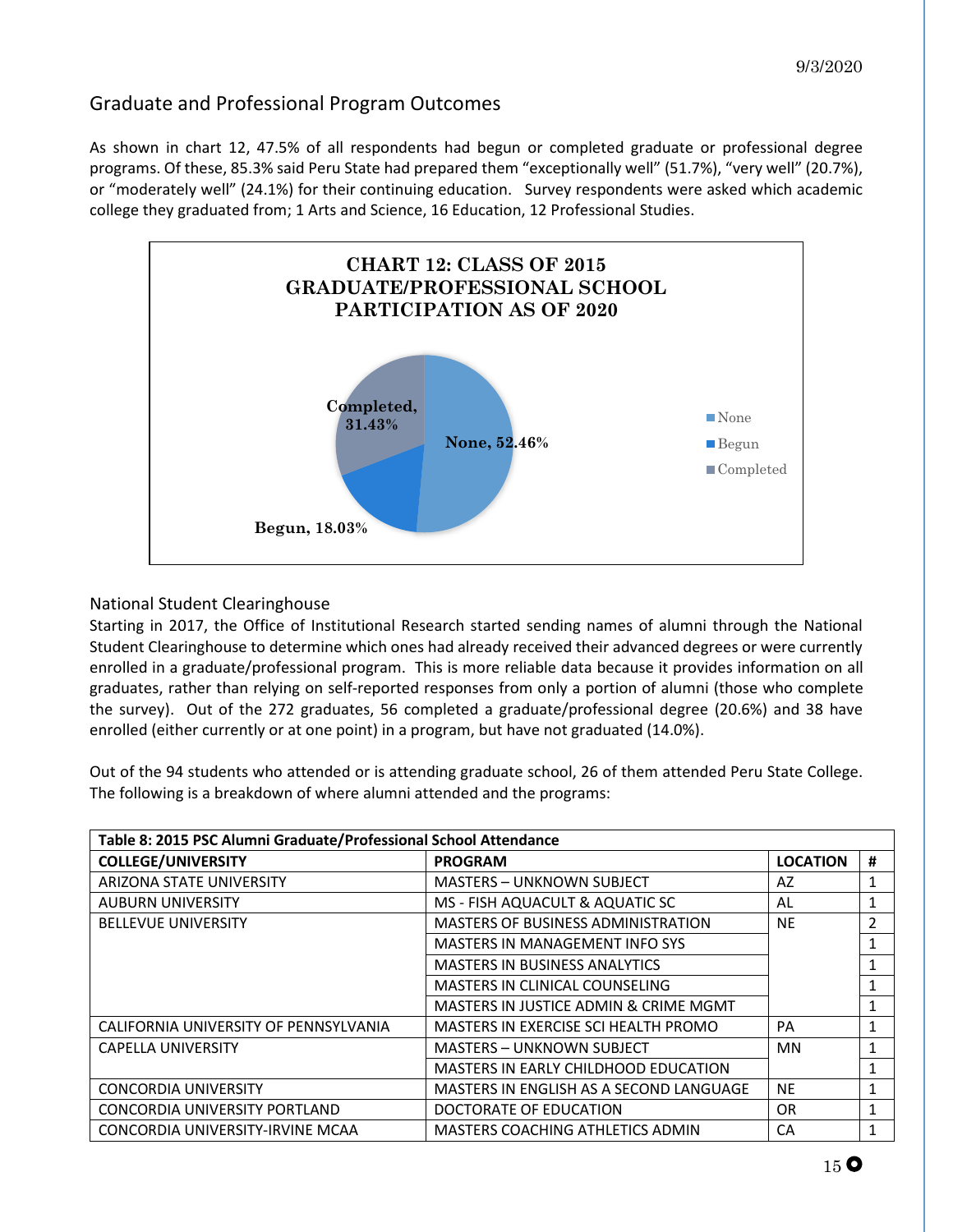## Graduate and Professional Program Outcomes

As shown in chart 12, 47.5% of all respondents had begun or completed graduate or professional degree programs. Of these, 85.3% said Peru State had prepared them "exceptionally well" (51.7%), "very well" (20.7%), or "moderately well" (24.1%) for their continuing education. Survey respondents were asked which academic college they graduated from; 1 Arts and Science, 16 Education, 12 Professional Studies.

**CHART 12: CLASS OF 2015 GRADUATE/PROFESSIONAL SCHOOL PARTICIPATION AS OF 2020**

- None, 52.46%
- Begun, 18.03%
- Completed, 31.43%

## National Student Clearinghouse

Starting in 2017, the Office of Institutional Research started sending names of alumni through the National Student Clearinghouse to determine which ones had already received their advanced degrees or were currently enrolled in a graduate/professional program. This is more reliable data because it provides information on all graduates, rather than relying on self-reported responses from only a portion of alumni (those who complete the survey). Out of the 272 graduates, 56 completed a graduate/professional degree (20.6%) and 38 have enrolled (either currently or at one point) in a program, but have not graduated (14.0%).

Out of the 94 students who attended or is attending graduate school, 26 of them attended Peru State College. The following is a breakdown of where alumni attended and the programs:

**Table 8: 2015 PSC Alumni Graduate/Professional School Attendance**

| COLLEGE/UNIVERSITY | PROGRAM | LOCATION | # |
|---|---|---|---|
| ARIZONA STATE UNIVERSITY | MASTERS – UNKNOWN SUBJECT | AZ | 1 |
| AUBURN UNIVERSITY | MS - FISH AQUACULT & AQUATIC SC | AL | 1 |
| BELLEVUE UNIVERSITY | MASTERS OF BUSINESS ADMINISTRATION | NE | 2 |
| | MASTERS IN MANAGEMENT INFO SYS | | 1 |
| | MASTERS IN BUSINESS ANALYTICS | | 1 |
| | MASTERS IN CLINICAL COUNSELING | | 1 |
| | MASTERS IN JUSTICE ADMIN & CRIME MGMT | | 1 |
| CALIFORNIA UNIVERSITY OF PENNSYLVANIA | MASTERS IN EXERCISE SCI HEALTH PROMO | PA | 1 |
| CAPELLA UNIVERSITY | MASTERS – UNKNOWN SUBJECT | MN | 1 |
| | MASTERS IN EARLY CHILDHOOD EDUCATION | | 1 |
| CONCORDIA UNIVERSITY | MASTERS IN ENGLISH AS A SECOND LANGUAGE | NE | 1 |
| CONCORDIA UNIVERSITY PORTLAND | DOCTORATE OF EDUCATION | OR | 1 |
| CONCORDIA UNIVERSITY-IRVINE MCAA | MASTERS COACHING ATHLETICS ADMIN | CA | 1 |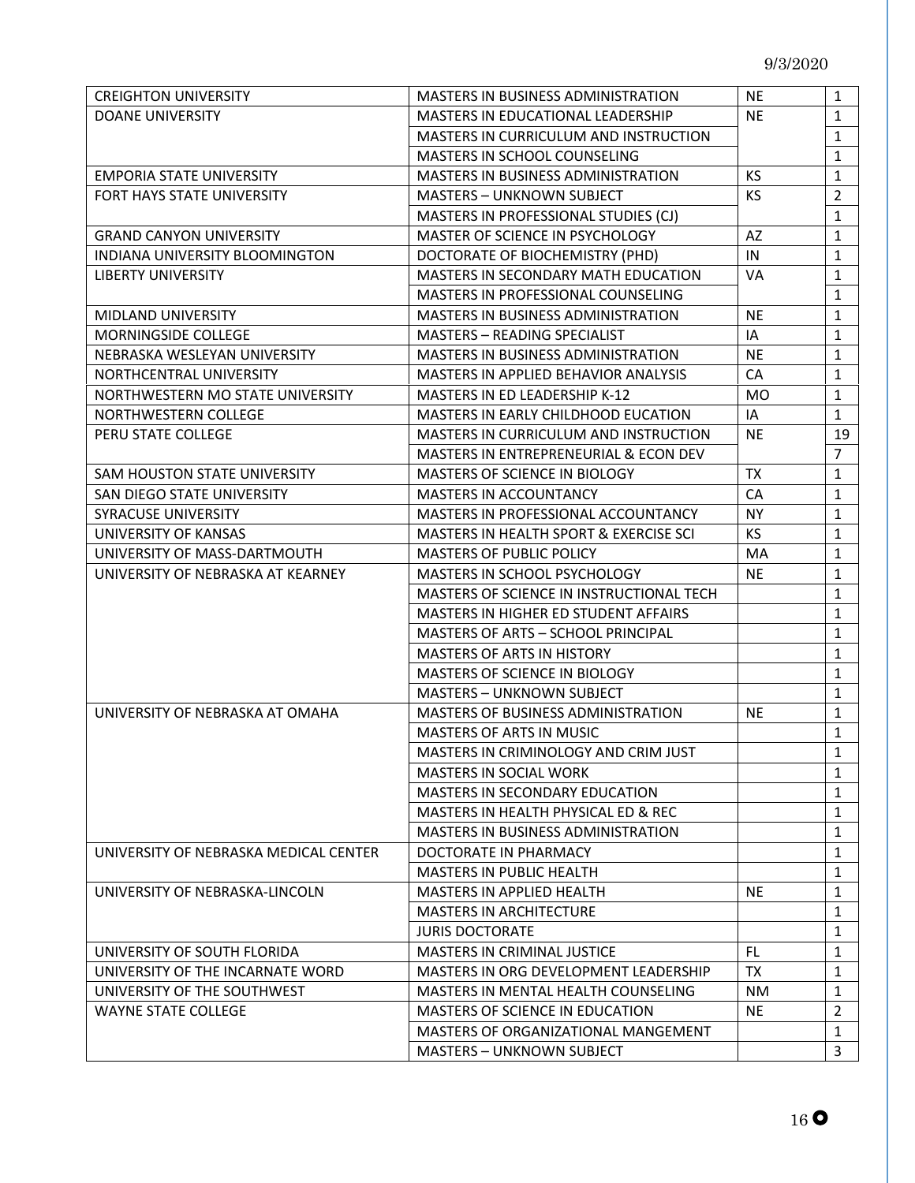| | | | |
|---|---|---|---|
| CREIGHTON UNIVERSITY | MASTERS IN BUSINESS ADMINISTRATION | NE | 1 |
| DOANE UNIVERSITY | MASTERS IN EDUCATIONAL LEADERSHIP | NE | 1 |
| | MASTERS IN CURRICULUM AND INSTRUCTION | | 1 |
| | MASTERS IN SCHOOL COUNSELING | | 1 |
| EMPORIA STATE UNIVERSITY | MASTERS IN BUSINESS ADMINISTRATION | KS | 1 |
| FORT HAYS STATE UNIVERSITY | MASTERS – UNKNOWN SUBJECT | KS | 2 |
| | MASTERS IN PROFESSIONAL STUDIES (CJ) | | 1 |
| GRAND CANYON UNIVERSITY | MASTER OF SCIENCE IN PSYCHOLOGY | AZ | 1 |
| INDIANA UNIVERSITY BLOOMINGTON | DOCTORATE OF BIOCHEMISTRY (PHD) | IN | 1 |
| LIBERTY UNIVERSITY | MASTERS IN SECONDARY MATH EDUCATION | VA | 1 |
| | MASTERS IN PROFESSIONAL COUNSELING | | 1 |
| MIDLAND UNIVERSITY | MASTERS IN BUSINESS ADMINISTRATION | NE | 1 |
| MORNINGSIDE COLLEGE | MASTERS – READING SPECIALIST | IA | 1 |
| NEBRASKA WESLEYAN UNIVERSITY | MASTERS IN BUSINESS ADMINISTRATION | NE | 1 |
| NORTHCENTRAL UNIVERSITY | MASTERS IN APPLIED BEHAVIOR ANALYSIS | CA | 1 |
| NORTHWESTERN MO STATE UNIVERSITY | MASTERS IN ED LEADERSHIP K-12 | MO | 1 |
| NORTHWESTERN COLLEGE | MASTERS IN EARLY CHILDHOOD EUCATION | IA | 1 |
| PERU STATE COLLEGE | MASTERS IN CURRICULUM AND INSTRUCTION | NE | 19 |
| | MASTERS IN ENTREPRENEURIAL & ECON DEV | | 7 |
| SAM HOUSTON STATE UNIVERSITY | MASTERS OF SCIENCE IN BIOLOGY | TX | 1 |
| SAN DIEGO STATE UNIVERSITY | MASTERS IN ACCOUNTANCY | CA | 1 |
| SYRACUSE UNIVERSITY | MASTERS IN PROFESSIONAL ACCOUNTANCY | NY | 1 |
| UNIVERSITY OF KANSAS | MASTERS IN HEALTH SPORT & EXERCISE SCI | KS | 1 |
| UNIVERSITY OF MASS-DARTMOUTH | MASTERS OF PUBLIC POLICY | MA | 1 |
| UNIVERSITY OF NEBRASKA AT KEARNEY | MASTERS IN SCHOOL PSYCHOLOGY | NE | 1 |
| | MASTERS OF SCIENCE IN INSTRUCTIONAL TECH | | 1 |
| | MASTERS IN HIGHER ED STUDENT AFFAIRS | | 1 |
| | MASTERS OF ARTS – SCHOOL PRINCIPAL | | 1 |
| | MASTERS OF ARTS IN HISTORY | | 1 |
| | MASTERS OF SCIENCE IN BIOLOGY | | 1 |
| | MASTERS – UNKNOWN SUBJECT | | 1 |
| UNIVERSITY OF NEBRASKA AT OMAHA | MASTERS OF BUSINESS ADMINISTRATION | NE | 1 |
| | MASTERS OF ARTS IN MUSIC | | 1 |
| | MASTERS IN CRIMINOLOGY AND CRIM JUST | | 1 |
| | MASTERS IN SOCIAL WORK | | 1 |
| | MASTERS IN SECONDARY EDUCATION | | 1 |
| | MASTERS IN HEALTH PHYSICAL ED & REC | | 1 |
| | MASTERS IN BUSINESS ADMINISTRATION | | 1 |
| UNIVERSITY OF NEBRASKA MEDICAL CENTER | DOCTORATE IN PHARMACY | | 1 |
| | MASTERS IN PUBLIC HEALTH | | 1 |
| UNIVERSITY OF NEBRASKA-LINCOLN | MASTERS IN APPLIED HEALTH | NE | 1 |
| | MASTERS IN ARCHITECTURE | | 1 |
| | JURIS DOCTORATE | | 1 |
| UNIVERSITY OF SOUTH FLORIDA | MASTERS IN CRIMINAL JUSTICE | FL | 1 |
| UNIVERSITY OF THE INCARNATE WORD | MASTERS IN ORG DEVELOPMENT LEADERSHIP | TX | 1 |
| UNIVERSITY OF THE SOUTHWEST | MASTERS IN MENTAL HEALTH COUNSELING | NM | 1 |
| WAYNE STATE COLLEGE | MASTERS OF SCIENCE IN EDUCATION | NE | 2 |
| | MASTERS OF ORGANIZATIONAL MANGEMENT | | 1 |
| | MASTERS – UNKNOWN SUBJECT | | 3 |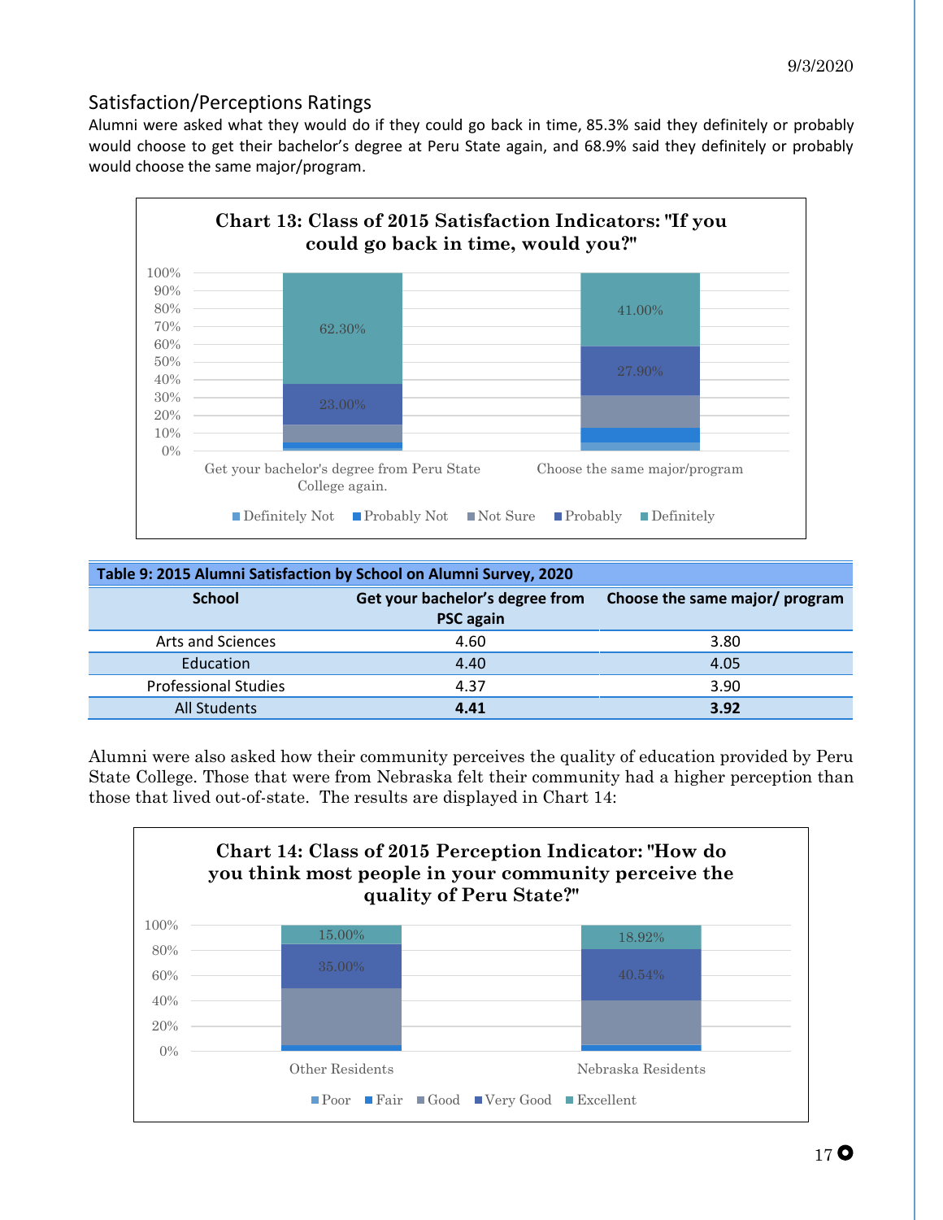## Satisfaction/Perceptions Ratings

Alumni were asked what they would do if they could go back in time, 85.3% said they definitely or probably would choose to get their bachelor's degree at Peru State again, and 68.9% said they definitely or probably would choose the same major/program.

**Chart 13: Class of 2015 Satisfaction Indicators: "If you could go back in time, would you?"**

| | Get your bachelor's degree from Peru State College again. | Choose the same major/program |
|---|---|---|
| Definitely | 62.30% | 41.00% |
| Probably | 23.00% | 27.90% |

Legend: Definitely Not, Probably Not, Not Sure, Probably, Definitely

| Table 9: 2015 Alumni Satisfaction by School on Alumni Survey, 2020 | | |
|---|---|---|
| **School** | **Get your bachelor's degree from PSC again** | **Choose the same major/ program** |
| Arts and Sciences | 4.60 | 3.80 |
| Education | 4.40 | 4.05 |
| Professional Studies | 4.37 | 3.90 |
| All Students | **4.41** | **3.92** |

Alumni were also asked how their community perceives the quality of education provided by Peru State College. Those that were from Nebraska felt their community had a higher perception than those that lived out-of-state. The results are displayed in Chart 14:

**Chart 14: Class of 2015 Perception Indicator: "How do you think most people in your community perceive the quality of Peru State?"**

| | Other Residents | Nebraska Residents |
|---|---|---|
| Excellent | 15.00% | 18.92% |
| Very Good | 35.00% | 40.54% |

Legend: Poor, Fair, Good, Very Good, Excellent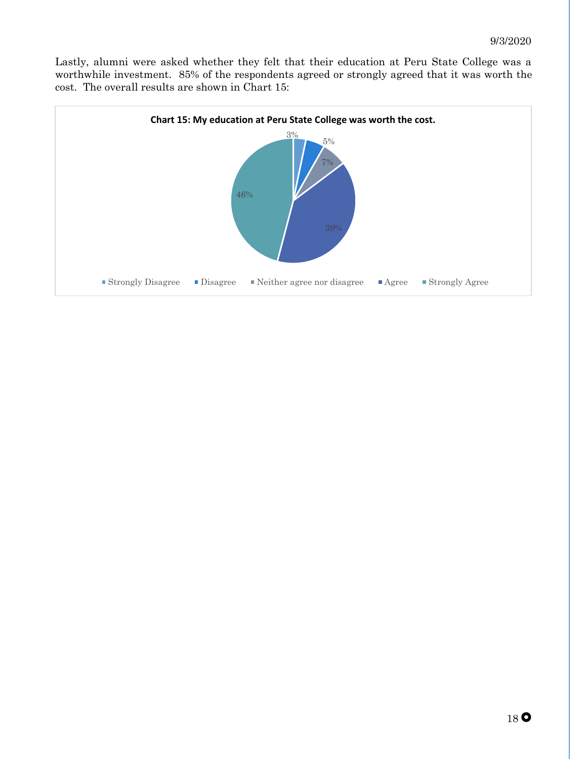Lastly, alumni were asked whether they felt that their education at Peru State College was a worthwhile investment. 85% of the respondents agreed or strongly agreed that it was worth the cost. The overall results are shown in Chart 15:

**Chart 15: My education at Peru State College was worth the cost.**

| Response | Percent |
| --- | --- |
| Strongly Disagree | 3% |
| Disagree | 5% |
| Neither agree nor disagree | 7% |
| Agree | 39% |
| Strongly Agree | 46% |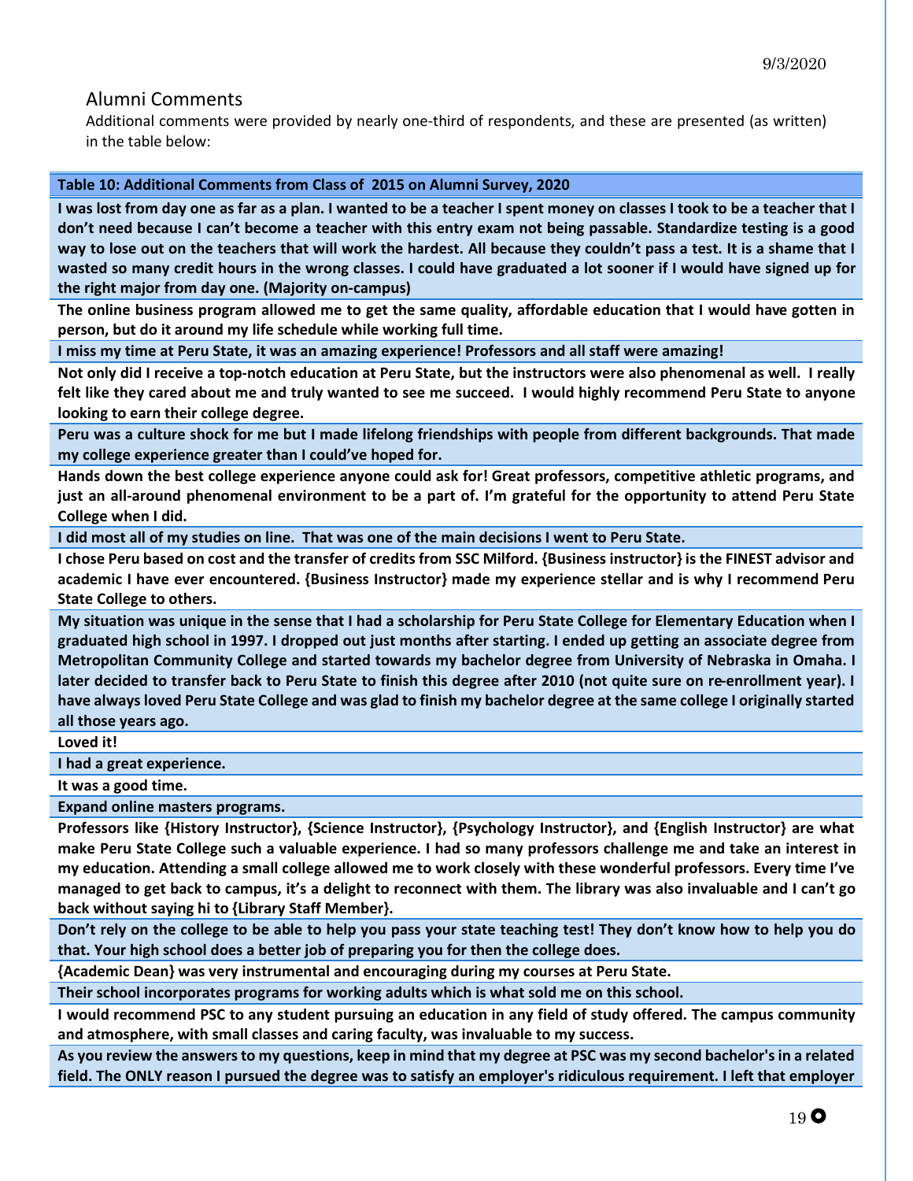## Alumni Comments

Additional comments were provided by nearly one-third of respondents, and these are presented (as written) in the table below:

| Table 10: Additional Comments from Class of 2015 on Alumni Survey, 2020 |
|---|
| I was lost from day one as far as a plan. I wanted to be a teacher I spent money on classes I took to be a teacher that I don't need because I can't become a teacher with this entry exam not being passable. Standardize testing is a good way to lose out on the teachers that will work the hardest. All because they couldn't pass a test. It is a shame that I wasted so many credit hours in the wrong classes. I could have graduated a lot sooner if I would have signed up for the right major from day one. (Majority on-campus) |
| The online business program allowed me to get the same quality, affordable education that I would have gotten in person, but do it around my life schedule while working full time. |
| I miss my time at Peru State, it was an amazing experience! Professors and all staff were amazing! |
| Not only did I receive a top-notch education at Peru State, but the instructors were also phenomenal as well. I really felt like they cared about me and truly wanted to see me succeed. I would highly recommend Peru State to anyone looking to earn their college degree. |
| Peru was a culture shock for me but I made lifelong friendships with people from different backgrounds. That made my college experience greater than I could've hoped for. |
| Hands down the best college experience anyone could ask for! Great professors, competitive athletic programs, and just an all-around phenomenal environment to be a part of. I'm grateful for the opportunity to attend Peru State College when I did. |
| I did most all of my studies on line. That was one of the main decisions I went to Peru State. |
| I chose Peru based on cost and the transfer of credits from SSC Milford. {Business instructor} is the FINEST advisor and academic I have ever encountered. {Business Instructor} made my experience stellar and is why I recommend Peru State College to others. |
| My situation was unique in the sense that I had a scholarship for Peru State College for Elementary Education when I graduated high school in 1997. I dropped out just months after starting. I ended up getting an associate degree from Metropolitan Community College and started towards my bachelor degree from University of Nebraska in Omaha. I later decided to transfer back to Peru State to finish this degree after 2010 (not quite sure on re-enrollment year). I have always loved Peru State College and was glad to finish my bachelor degree at the same college I originally started all those years ago. |
| Loved it! |
| I had a great experience. |
| It was a good time. |
| Expand online masters programs. |
| Professors like {History Instructor}, {Science Instructor}, {Psychology Instructor}, and {English Instructor} are what make Peru State College such a valuable experience. I had so many professors challenge me and take an interest in my education. Attending a small college allowed me to work closely with these wonderful professors. Every time I've managed to get back to campus, it's a delight to reconnect with them. The library was also invaluable and I can't go back without saying hi to {Library Staff Member}. |
| Don't rely on the college to be able to help you pass your state teaching test! They don't know how to help you do that. Your high school does a better job of preparing you for then the college does. |
| {Academic Dean} was very instrumental and encouraging during my courses at Peru State. |
| Their school incorporates programs for working adults which is what sold me on this school. |
| I would recommend PSC to any student pursuing an education in any field of study offered. The campus community and atmosphere, with small classes and caring faculty, was invaluable to my success. |
| As you review the answers to my questions, keep in mind that my degree at PSC was my second bachelor's in a related field. The ONLY reason I pursued the degree was to satisfy an employer's ridiculous requirement. I left that employer |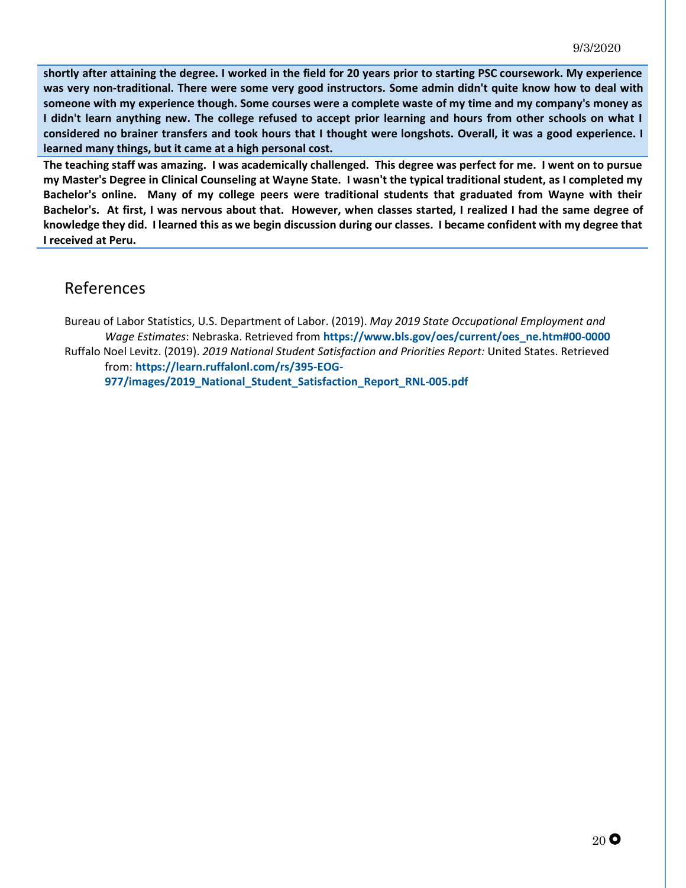**shortly after attaining the degree. I worked in the field for 20 years prior to starting PSC coursework. My experience was very non-traditional. There were some very good instructors. Some admin didn't quite know how to deal with someone with my experience though. Some courses were a complete waste of my time and my company's money as I didn't learn anything new. The college refused to accept prior learning and hours from other schools on what I considered no brainer transfers and took hours that I thought were longshots. Overall, it was a good experience. I learned many things, but it came at a high personal cost.**

**The teaching staff was amazing. I was academically challenged. This degree was perfect for me. I went on to pursue my Master's Degree in Clinical Counseling at Wayne State. I wasn't the typical traditional student, as I completed my Bachelor's online. Many of my college peers were traditional students that graduated from Wayne with their Bachelor's. At first, I was nervous about that. However, when classes started, I realized I had the same degree of knowledge they did. I learned this as we begin discussion during our classes. I became confident with my degree that I received at Peru.**

## References

Bureau of Labor Statistics, U.S. Department of Labor. (2019). *May 2019 State Occupational Employment and Wage Estimates*: Nebraska. Retrieved from **https://www.bls.gov/oes/current/oes_ne.htm#00-0000**

Ruffalo Noel Levitz. (2019). *2019 National Student Satisfaction and Priorities Report:* United States. Retrieved from: **https://learn.ruffalonl.com/rs/395-EOG-977/images/2019_National_Student_Satisfaction_Report_RNL-005.pdf**